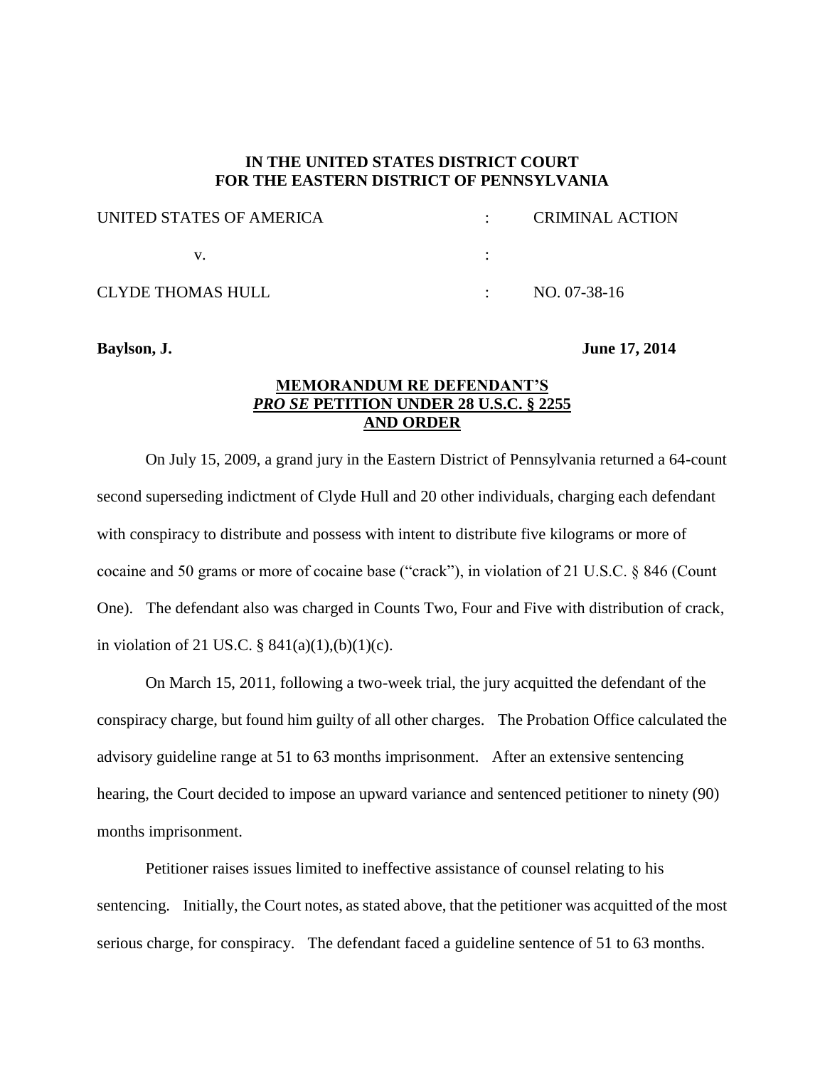**IN THE UNITED STATES DISTRICT COURT**
**FOR THE EASTERN DISTRICT OF PENNSYLVANIA**

| | | |
|---|---|---|
| UNITED STATES OF AMERICA | : | CRIMINAL ACTION |
| v. | : | |
| CLYDE THOMAS HULL | : | NO. 07-38-16 |

**Baylson, J.** **June 17, 2014**

**MEMORANDUM RE DEFENDANT'S *PRO SE* PETITION UNDER 28 U.S.C. § 2255 AND ORDER**

On July 15, 2009, a grand jury in the Eastern District of Pennsylvania returned a 64-count second superseding indictment of Clyde Hull and 20 other individuals, charging each defendant with conspiracy to distribute and possess with intent to distribute five kilograms or more of cocaine and 50 grams or more of cocaine base ("crack"), in violation of 21 U.S.C. § 846 (Count One). The defendant also was charged in Counts Two, Four and Five with distribution of crack, in violation of 21 US.C. § 841(a)(1),(b)(1)(c).

On March 15, 2011, following a two-week trial, the jury acquitted the defendant of the conspiracy charge, but found him guilty of all other charges. The Probation Office calculated the advisory guideline range at 51 to 63 months imprisonment. After an extensive sentencing hearing, the Court decided to impose an upward variance and sentenced petitioner to ninety (90) months imprisonment.

Petitioner raises issues limited to ineffective assistance of counsel relating to his sentencing. Initially, the Court notes, as stated above, that the petitioner was acquitted of the most serious charge, for conspiracy. The defendant faced a guideline sentence of 51 to 63 months.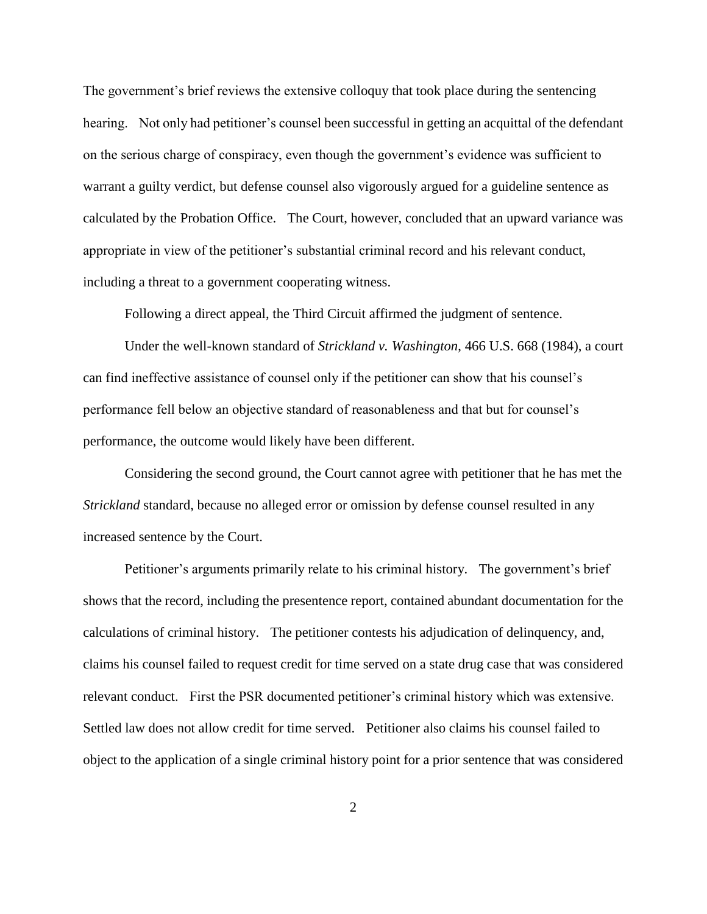The government's brief reviews the extensive colloquy that took place during the sentencing hearing. Not only had petitioner's counsel been successful in getting an acquittal of the defendant on the serious charge of conspiracy, even though the government's evidence was sufficient to warrant a guilty verdict, but defense counsel also vigorously argued for a guideline sentence as calculated by the Probation Office. The Court, however, concluded that an upward variance was appropriate in view of the petitioner's substantial criminal record and his relevant conduct, including a threat to a government cooperating witness.

Following a direct appeal, the Third Circuit affirmed the judgment of sentence.

Under the well-known standard of *Strickland v. Washington*, 466 U.S. 668 (1984), a court can find ineffective assistance of counsel only if the petitioner can show that his counsel's performance fell below an objective standard of reasonableness and that but for counsel's performance, the outcome would likely have been different.

Considering the second ground, the Court cannot agree with petitioner that he has met the *Strickland* standard, because no alleged error or omission by defense counsel resulted in any increased sentence by the Court.

Petitioner's arguments primarily relate to his criminal history. The government's brief shows that the record, including the presentence report, contained abundant documentation for the calculations of criminal history. The petitioner contests his adjudication of delinquency, and, claims his counsel failed to request credit for time served on a state drug case that was considered relevant conduct. First the PSR documented petitioner's criminal history which was extensive. Settled law does not allow credit for time served. Petitioner also claims his counsel failed to object to the application of a single criminal history point for a prior sentence that was considered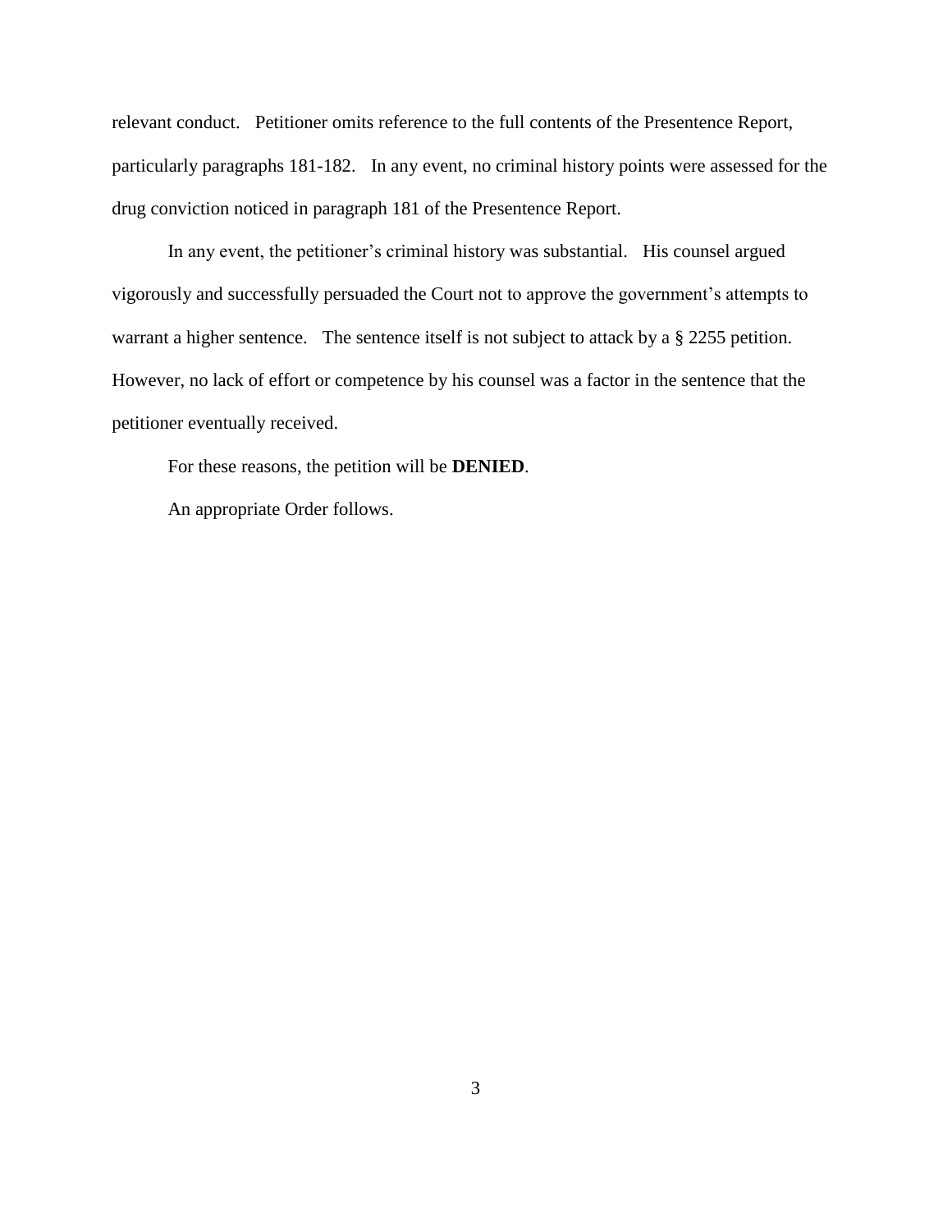relevant conduct. Petitioner omits reference to the full contents of the Presentence Report, particularly paragraphs 181-182. In any event, no criminal history points were assessed for the drug conviction noticed in paragraph 181 of the Presentence Report.

In any event, the petitioner's criminal history was substantial. His counsel argued vigorously and successfully persuaded the Court not to approve the government's attempts to warrant a higher sentence. The sentence itself is not subject to attack by a § 2255 petition. However, no lack of effort or competence by his counsel was a factor in the sentence that the petitioner eventually received.

For these reasons, the petition will be **DENIED**.

An appropriate Order follows.